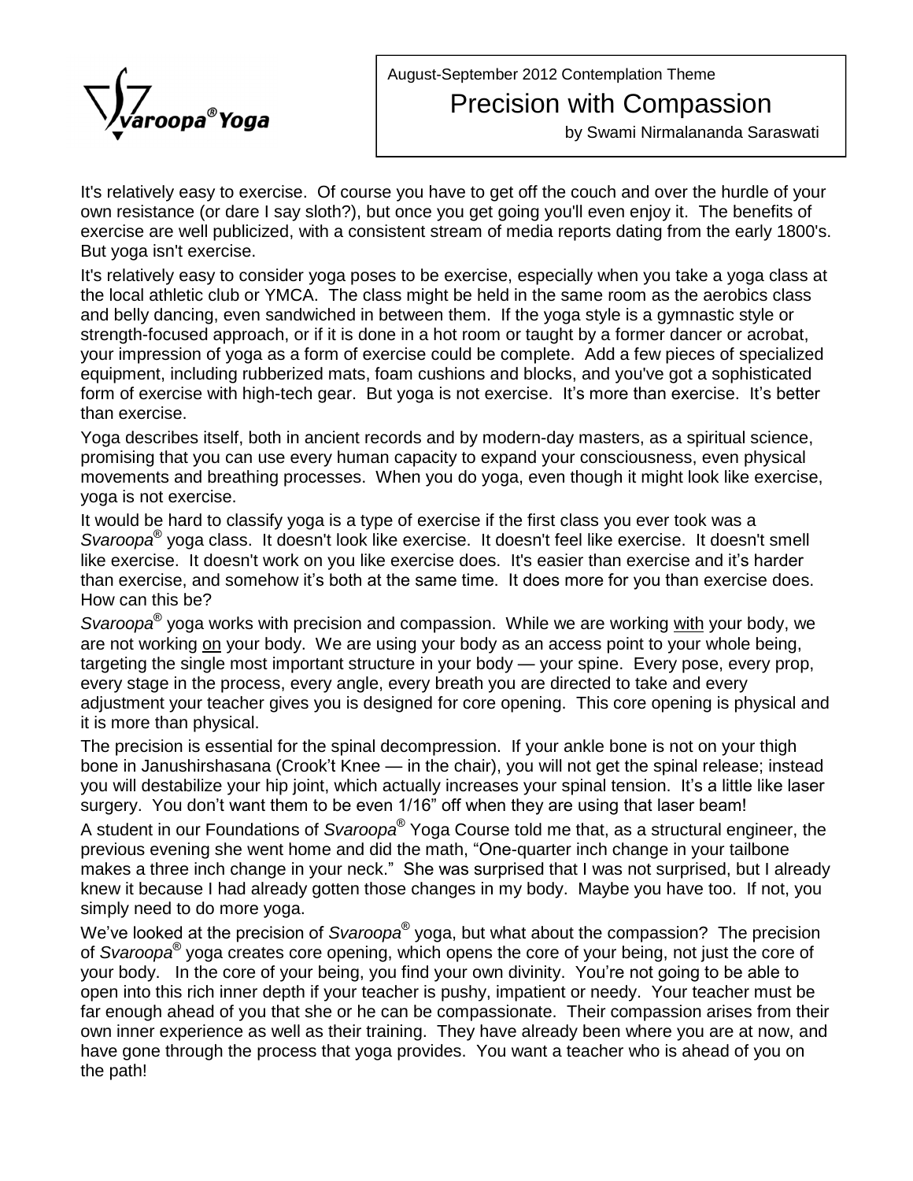Svaroopa® Yoga

August-September 2012 Contemplation Theme

# Precision with Compassion

by Swami Nirmalananda Saraswati

It's relatively easy to exercise. Of course you have to get off the couch and over the hurdle of your own resistance (or dare I say sloth?), but once you get going you'll even enjoy it. The benefits of exercise are well publicized, with a consistent stream of media reports dating from the early 1800's. But yoga isn't exercise.

It's relatively easy to consider yoga poses to be exercise, especially when you take a yoga class at the local athletic club or YMCA. The class might be held in the same room as the aerobics class and belly dancing, even sandwiched in between them. If the yoga style is a gymnastic style or strength-focused approach, or if it is done in a hot room or taught by a former dancer or acrobat, your impression of yoga as a form of exercise could be complete. Add a few pieces of specialized equipment, including rubberized mats, foam cushions and blocks, and you've got a sophisticated form of exercise with high-tech gear. But yoga is not exercise. It's more than exercise. It's better than exercise.

Yoga describes itself, both in ancient records and by modern-day masters, as a spiritual science, promising that you can use every human capacity to expand your consciousness, even physical movements and breathing processes. When you do yoga, even though it might look like exercise, yoga is not exercise.

It would be hard to classify yoga is a type of exercise if the first class you ever took was a *Svaroopa*® yoga class. It doesn't look like exercise. It doesn't feel like exercise. It doesn't smell like exercise. It doesn't work on you like exercise does. It's easier than exercise and it's harder than exercise, and somehow it's both at the same time. It does more for you than exercise does. How can this be?

*Svaroopa*® yoga works with precision and compassion. While we are working <u>with</u> your body, we are not working <u>on</u> your body. We are using your body as an access point to your whole being, targeting the single most important structure in your body — your spine. Every pose, every prop, every stage in the process, every angle, every breath you are directed to take and every adjustment your teacher gives you is designed for core opening. This core opening is physical and it is more than physical.

The precision is essential for the spinal decompression. If your ankle bone is not on your thigh bone in Janushirshasana (Crook't Knee — in the chair), you will not get the spinal release; instead you will destabilize your hip joint, which actually increases your spinal tension. It's a little like laser surgery. You don't want them to be even 1/16" off when they are using that laser beam!

A student in our Foundations of *Svaroopa*® Yoga Course told me that, as a structural engineer, the previous evening she went home and did the math, "One-quarter inch change in your tailbone makes a three inch change in your neck." She was surprised that I was not surprised, but I already knew it because I had already gotten those changes in my body. Maybe you have too. If not, you simply need to do more yoga.

We've looked at the precision of *Svaroopa*® yoga, but what about the compassion? The precision of *Svaroopa*® yoga creates core opening, which opens the core of your being, not just the core of your body. In the core of your being, you find your own divinity. You're not going to be able to open into this rich inner depth if your teacher is pushy, impatient or needy. Your teacher must be far enough ahead of you that she or he can be compassionate. Their compassion arises from their own inner experience as well as their training. They have already been where you are at now, and have gone through the process that yoga provides. You want a teacher who is ahead of you on the path!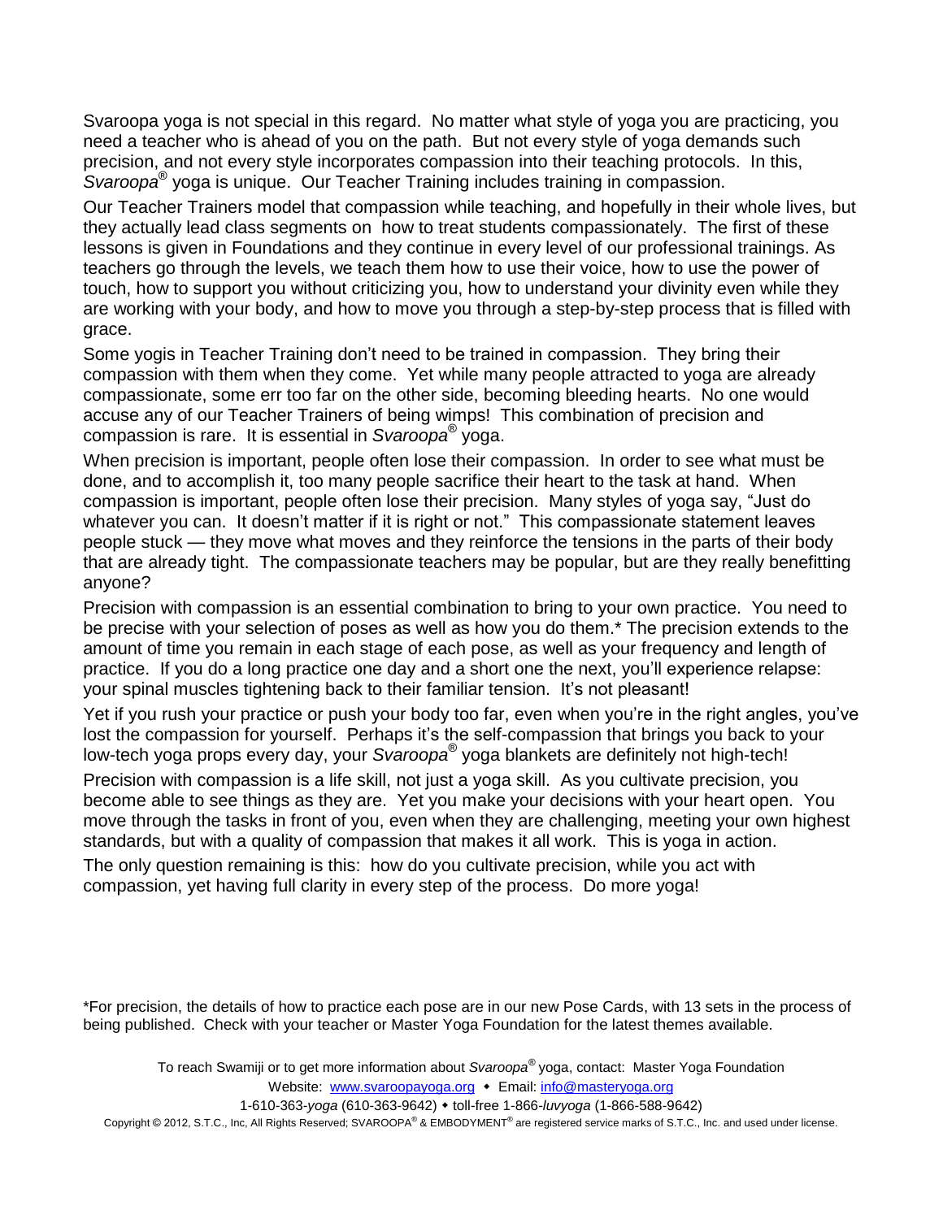Svaroopa yoga is not special in this regard. No matter what style of yoga you are practicing, you need a teacher who is ahead of you on the path. But not every style of yoga demands such precision, and not every style incorporates compassion into their teaching protocols. In this, *Svaroopa*® yoga is unique. Our Teacher Training includes training in compassion.

Our Teacher Trainers model that compassion while teaching, and hopefully in their whole lives, but they actually lead class segments on how to treat students compassionately. The first of these lessons is given in Foundations and they continue in every level of our professional trainings. As teachers go through the levels, we teach them how to use their voice, how to use the power of touch, how to support you without criticizing you, how to understand your divinity even while they are working with your body, and how to move you through a step-by-step process that is filled with grace.

Some yogis in Teacher Training don't need to be trained in compassion. They bring their compassion with them when they come. Yet while many people attracted to yoga are already compassionate, some err too far on the other side, becoming bleeding hearts. No one would accuse any of our Teacher Trainers of being wimps! This combination of precision and compassion is rare. It is essential in *Svaroopa*® yoga.

When precision is important, people often lose their compassion. In order to see what must be done, and to accomplish it, too many people sacrifice their heart to the task at hand. When compassion is important, people often lose their precision. Many styles of yoga say, "Just do whatever you can. It doesn't matter if it is right or not." This compassionate statement leaves people stuck — they move what moves and they reinforce the tensions in the parts of their body that are already tight. The compassionate teachers may be popular, but are they really benefitting anyone?

Precision with compassion is an essential combination to bring to your own practice. You need to be precise with your selection of poses as well as how you do them.* The precision extends to the amount of time you remain in each stage of each pose, as well as your frequency and length of practice. If you do a long practice one day and a short one the next, you'll experience relapse: your spinal muscles tightening back to their familiar tension. It's not pleasant!

Yet if you rush your practice or push your body too far, even when you're in the right angles, you've lost the compassion for yourself. Perhaps it's the self-compassion that brings you back to your low-tech yoga props every day, your *Svaroopa*® yoga blankets are definitely not high-tech!

Precision with compassion is a life skill, not just a yoga skill. As you cultivate precision, you become able to see things as they are. Yet you make your decisions with your heart open. You move through the tasks in front of you, even when they are challenging, meeting your own highest standards, but with a quality of compassion that makes it all work. This is yoga in action.

The only question remaining is this: how do you cultivate precision, while you act with compassion, yet having full clarity in every step of the process. Do more yoga!

*For precision, the details of how to practice each pose are in our new Pose Cards, with 13 sets in the process of being published. Check with your teacher or Master Yoga Foundation for the latest themes available.

To reach Swamiji or to get more information about *Svaroopa*® yoga, contact: Master Yoga Foundation
Website: [www.svaroopayoga.org](http://www.svaroopayoga.org) • Email: [info@masteryoga.org](mailto:info@masteryoga.org)
1-610-363-*yoga* (610-363-9642) • toll-free 1-866-*luvyoga* (1-866-588-9642)
Copyright © 2012, S.T.C., Inc, All Rights Reserved; SVAROOPA® & EMBODYMENT® are registered service marks of S.T.C., Inc. and used under license.